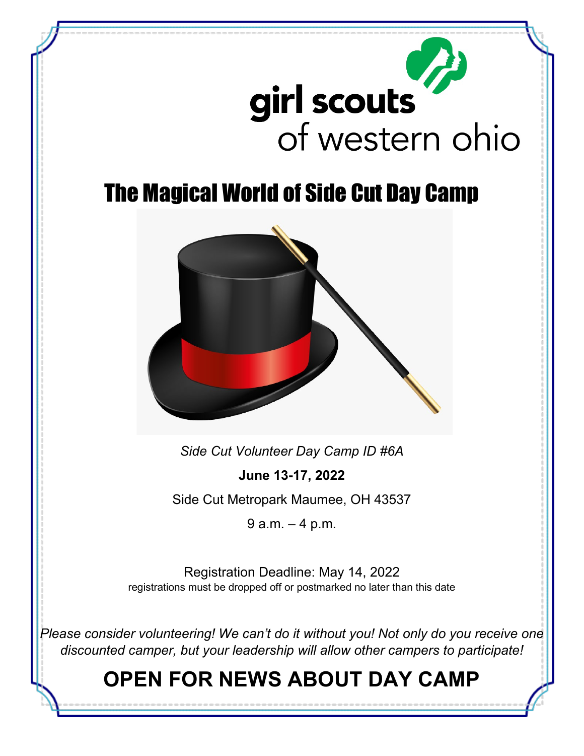girl scouts of western ohio

# The Magical World of Side Cut Day Camp

*Side Cut Volunteer Day Camp ID #6A*

**June 13-17, 2022**

Side Cut Metropark Maumee, OH 43537

9 a.m. – 4 p.m.

Registration Deadline: May 14, 2022

registrations must be dropped off or postmarked no later than this date

*Please consider volunteering! We can't do it without you! Not only do you receive one discounted camper, but your leadership will allow other campers to participate!*

## OPEN FOR NEWS ABOUT DAY CAMP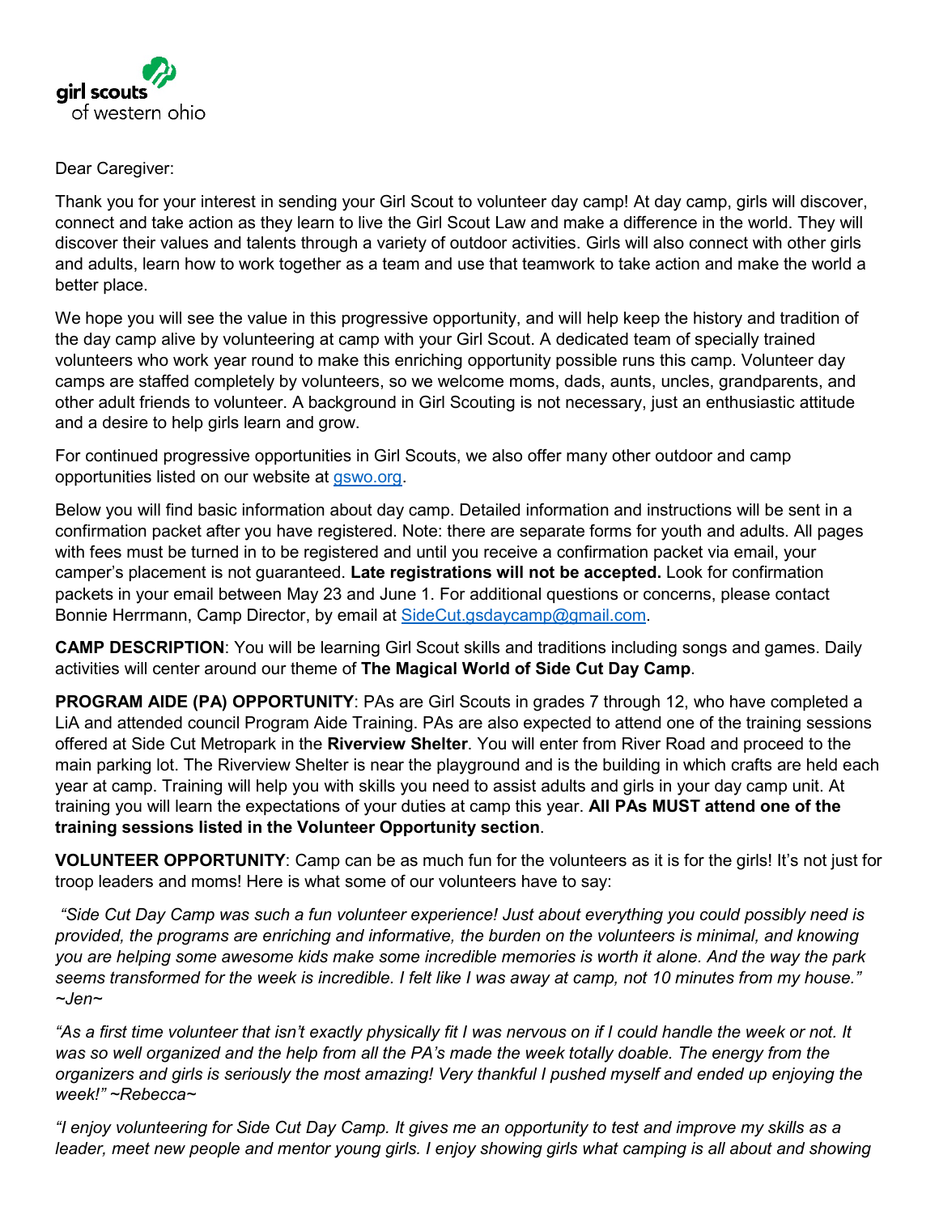Dear Caregiver:

Thank you for your interest in sending your Girl Scout to volunteer day camp! At day camp, girls will discover, connect and take action as they learn to live the Girl Scout Law and make a difference in the world. They will discover their values and talents through a variety of outdoor activities. Girls will also connect with other girls and adults, learn how to work together as a team and use that teamwork to take action and make the world a better place.

We hope you will see the value in this progressive opportunity, and will help keep the history and tradition of the day camp alive by volunteering at camp with your Girl Scout. A dedicated team of specially trained volunteers who work year round to make this enriching opportunity possible runs this camp. Volunteer day camps are staffed completely by volunteers, so we welcome moms, dads, aunts, uncles, grandparents, and other adult friends to volunteer. A background in Girl Scouting is not necessary, just an enthusiastic attitude and a desire to help girls learn and grow.

For continued progressive opportunities in Girl Scouts, we also offer many other outdoor and camp opportunities listed on our website at [gswo.org](gswo.org).

Below you will find basic information about day camp. Detailed information and instructions will be sent in a confirmation packet after you have registered. Note: there are separate forms for youth and adults. All pages with fees must be turned in to be registered and until you receive a confirmation packet via email, your camper's placement is not guaranteed. **Late registrations will not be accepted.** Look for confirmation packets in your email between May 23 and June 1. For additional questions or concerns, please contact Bonnie Herrmann, Camp Director, by email at [SideCut.gsdaycamp@gmail.com](mailto:SideCut.gsdaycamp@gmail.com).

**CAMP DESCRIPTION**: You will be learning Girl Scout skills and traditions including songs and games. Daily activities will center around our theme of **The Magical World of Side Cut Day Camp**.

**PROGRAM AIDE (PA) OPPORTUNITY**: PAs are Girl Scouts in grades 7 through 12, who have completed a LiA and attended council Program Aide Training. PAs are also expected to attend one of the training sessions offered at Side Cut Metropark in the **Riverview Shelter**. You will enter from River Road and proceed to the main parking lot. The Riverview Shelter is near the playground and is the building in which crafts are held each year at camp. Training will help you with skills you need to assist adults and girls in your day camp unit. At training you will learn the expectations of your duties at camp this year. **All PAs MUST attend one of the training sessions listed in the Volunteer Opportunity section**.

**VOLUNTEER OPPORTUNITY**: Camp can be as much fun for the volunteers as it is for the girls! It's not just for troop leaders and moms! Here is what some of our volunteers have to say:

*"Side Cut Day Camp was such a fun volunteer experience! Just about everything you could possibly need is provided, the programs are enriching and informative, the burden on the volunteers is minimal, and knowing you are helping some awesome kids make some incredible memories is worth it alone. And the way the park seems transformed for the week is incredible. I felt like I was away at camp, not 10 minutes from my house." ~Jen~*

*"As a first time volunteer that isn't exactly physically fit I was nervous on if I could handle the week or not. It was so well organized and the help from all the PA's made the week totally doable. The energy from the organizers and girls is seriously the most amazing! Very thankful I pushed myself and ended up enjoying the week!" ~Rebecca~*

*"I enjoy volunteering for Side Cut Day Camp. It gives me an opportunity to test and improve my skills as a leader, meet new people and mentor young girls. I enjoy showing girls what camping is all about and showing*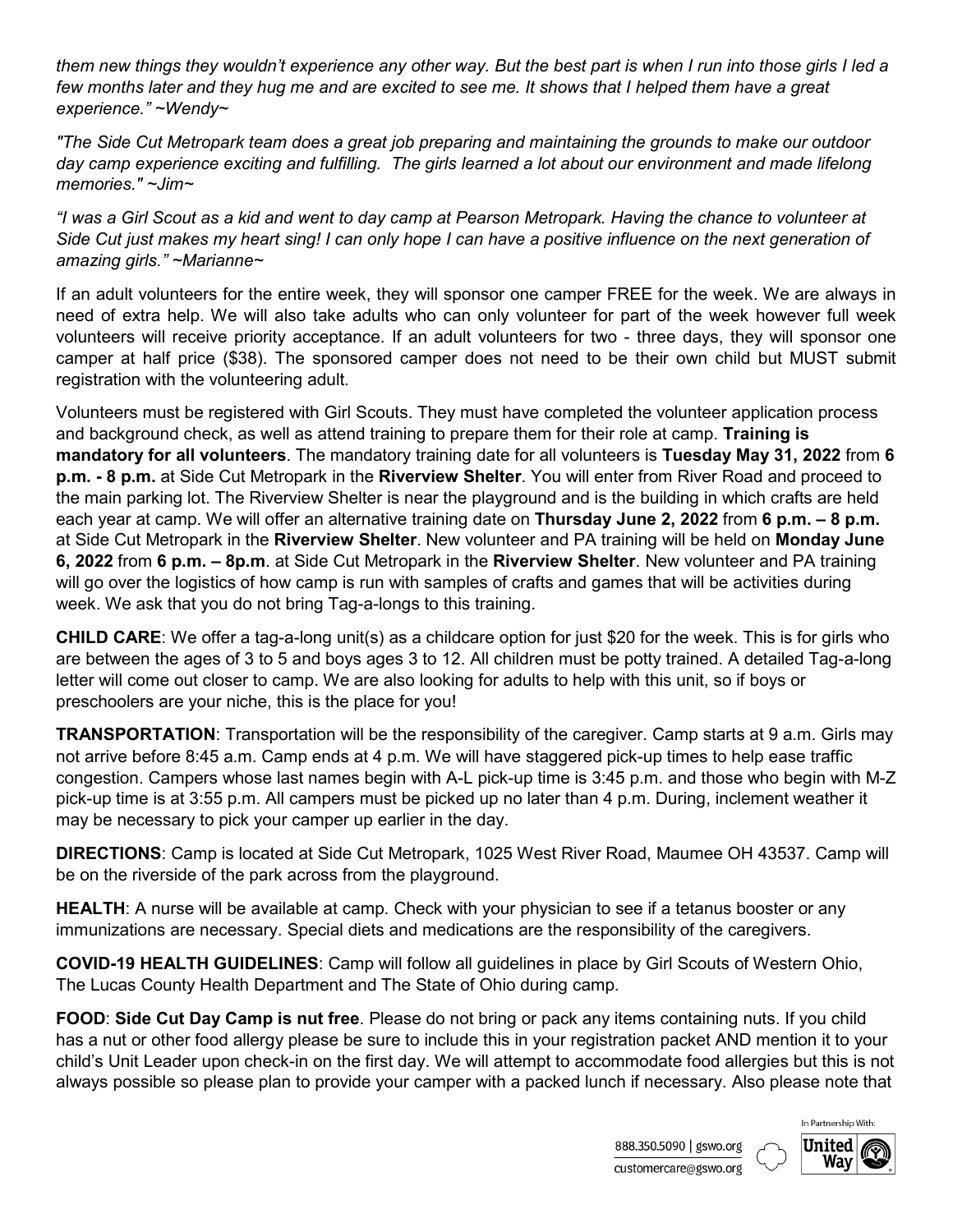*them new things they wouldn't experience any other way. But the best part is when I run into those girls I led a few months later and they hug me and are excited to see me. It shows that I helped them have a great experience." ~Wendy~*

*"The Side Cut Metropark team does a great job preparing and maintaining the grounds to make our outdoor day camp experience exciting and fulfilling. The girls learned a lot about our environment and made lifelong memories." ~Jim~*

*"I was a Girl Scout as a kid and went to day camp at Pearson Metropark. Having the chance to volunteer at Side Cut just makes my heart sing! I can only hope I can have a positive influence on the next generation of amazing girls." ~Marianne~*

If an adult volunteers for the entire week, they will sponsor one camper FREE for the week. We are always in need of extra help. We will also take adults who can only volunteer for part of the week however full week volunteers will receive priority acceptance. If an adult volunteers for two - three days, they will sponsor one camper at half price ($38). The sponsored camper does not need to be their own child but MUST submit registration with the volunteering adult.

Volunteers must be registered with Girl Scouts. They must have completed the volunteer application process and background check, as well as attend training to prepare them for their role at camp. **Training is mandatory for all volunteers**. The mandatory training date for all volunteers is **Tuesday May 31, 2022** from **6 p.m. - 8 p.m.** at Side Cut Metropark in the **Riverview Shelter**. You will enter from River Road and proceed to the main parking lot. The Riverview Shelter is near the playground and is the building in which crafts are held each year at camp. We will offer an alternative training date on **Thursday June 2, 2022** from **6 p.m. – 8 p.m.** at Side Cut Metropark in the **Riverview Shelter**. New volunteer and PA training will be held on **Monday June 6, 2022** from **6 p.m. – 8p.m**. at Side Cut Metropark in the **Riverview Shelter**. New volunteer and PA training will go over the logistics of how camp is run with samples of crafts and games that will be activities during week. We ask that you do not bring Tag-a-longs to this training.

**CHILD CARE**: We offer a tag-a-long unit(s) as a childcare option for just $20 for the week. This is for girls who are between the ages of 3 to 5 and boys ages 3 to 12. All children must be potty trained. A detailed Tag-a-long letter will come out closer to camp. We are also looking for adults to help with this unit, so if boys or preschoolers are your niche, this is the place for you!

**TRANSPORTATION**: Transportation will be the responsibility of the caregiver. Camp starts at 9 a.m. Girls may not arrive before 8:45 a.m. Camp ends at 4 p.m. We will have staggered pick-up times to help ease traffic congestion. Campers whose last names begin with A-L pick-up time is 3:45 p.m. and those who begin with M-Z pick-up time is at 3:55 p.m. All campers must be picked up no later than 4 p.m. During, inclement weather it may be necessary to pick your camper up earlier in the day.

**DIRECTIONS**: Camp is located at Side Cut Metropark, 1025 West River Road, Maumee OH 43537. Camp will be on the riverside of the park across from the playground.

**HEALTH**: A nurse will be available at camp. Check with your physician to see if a tetanus booster or any immunizations are necessary. Special diets and medications are the responsibility of the caregivers.

**COVID-19 HEALTH GUIDELINES**: Camp will follow all guidelines in place by Girl Scouts of Western Ohio, The Lucas County Health Department and The State of Ohio during camp.

**FOOD**: **Side Cut Day Camp is nut free**. Please do not bring or pack any items containing nuts. If you child has a nut or other food allergy please be sure to include this in your registration packet AND mention it to your child's Unit Leader upon check-in on the first day. We will attempt to accommodate food allergies but this is not always possible so please plan to provide your camper with a packed lunch if necessary. Also please note that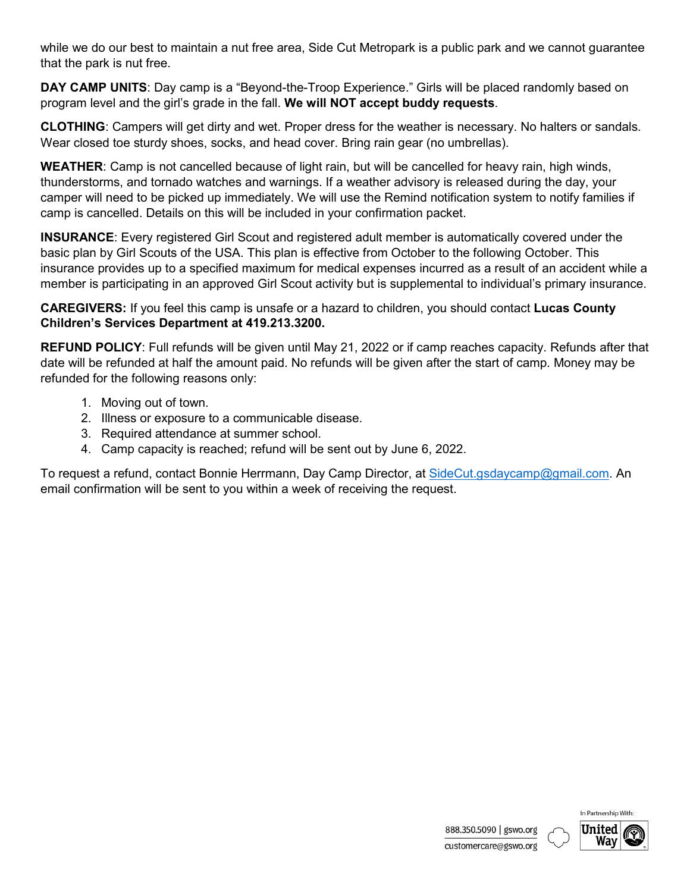while we do our best to maintain a nut free area, Side Cut Metropark is a public park and we cannot guarantee that the park is nut free.

**DAY CAMP UNITS**: Day camp is a "Beyond-the-Troop Experience." Girls will be placed randomly based on program level and the girl's grade in the fall. **We will NOT accept buddy requests**.

**CLOTHING**: Campers will get dirty and wet. Proper dress for the weather is necessary. No halters or sandals. Wear closed toe sturdy shoes, socks, and head cover. Bring rain gear (no umbrellas).

**WEATHER**: Camp is not cancelled because of light rain, but will be cancelled for heavy rain, high winds, thunderstorms, and tornado watches and warnings. If a weather advisory is released during the day, your camper will need to be picked up immediately. We will use the Remind notification system to notify families if camp is cancelled. Details on this will be included in your confirmation packet.

**INSURANCE**: Every registered Girl Scout and registered adult member is automatically covered under the basic plan by Girl Scouts of the USA. This plan is effective from October to the following October. This insurance provides up to a specified maximum for medical expenses incurred as a result of an accident while a member is participating in an approved Girl Scout activity but is supplemental to individual's primary insurance.

**CAREGIVERS:** If you feel this camp is unsafe or a hazard to children, you should contact **Lucas County Children's Services Department at 419.213.3200.**

**REFUND POLICY**: Full refunds will be given until May 21, 2022 or if camp reaches capacity. Refunds after that date will be refunded at half the amount paid. No refunds will be given after the start of camp. Money may be refunded for the following reasons only:

1. Moving out of town.
2. Illness or exposure to a communicable disease.
3. Required attendance at summer school.
4. Camp capacity is reached; refund will be sent out by June 6, 2022.

To request a refund, contact Bonnie Herrmann, Day Camp Director, at SideCut.gsdaycamp@gmail.com. An email confirmation will be sent to you within a week of receiving the request.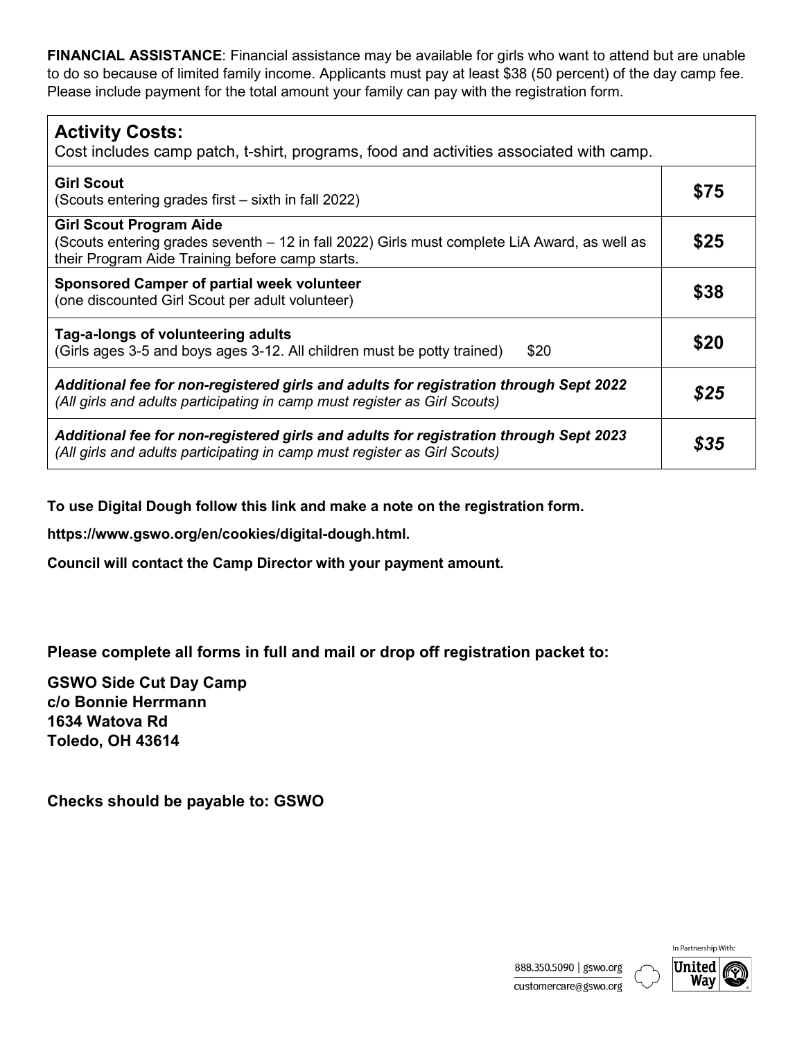**FINANCIAL ASSISTANCE**: Financial assistance may be available for girls who want to attend but are unable to do so because of limited family income. Applicants must pay at least $38 (50 percent) of the day camp fee. Please include payment for the total amount your family can pay with the registration form.

| **Activity Costs:**<br>Cost includes camp patch, t-shirt, programs, food and activities associated with camp. | |
|---|---|
| **Girl Scout**<br>(Scouts entering grades first – sixth in fall 2022) | **$75** |
| **Girl Scout Program Aide**<br>(Scouts entering grades seventh – 12 in fall 2022) Girls must complete LiA Award, as well as their Program Aide Training before camp starts. | **$25** |
| **Sponsored Camper of partial week volunteer**<br>(one discounted Girl Scout per adult volunteer) | **$38** |
| **Tag-a-longs of volunteering adults**<br>(Girls ages 3-5 and boys ages 3-12. All children must be potty trained) $20 | **$20** |
| ***Additional fee for non-registered girls and adults for registration through Sept 2022***<br>*(All girls and adults participating in camp must register as Girl Scouts)* | ***$25*** |
| ***Additional fee for non-registered girls and adults for registration through Sept 2023***<br>*(All girls and adults participating in camp must register as Girl Scouts)* | ***$35*** |

**To use Digital Dough follow this link and make a note on the registration form.**

**https://www.gswo.org/en/cookies/digital-dough.html.**

**Council will contact the Camp Director with your payment amount.**

**Please complete all forms in full and mail or drop off registration packet to:**

**GSWO Side Cut Day Camp**
**c/o Bonnie Herrmann**
**1634 Watova Rd**
**Toledo, OH 43614**

**Checks should be payable to: GSWO**

888.350.5090 | gswo.org
customercare@gswo.org

In Partnership With: United Way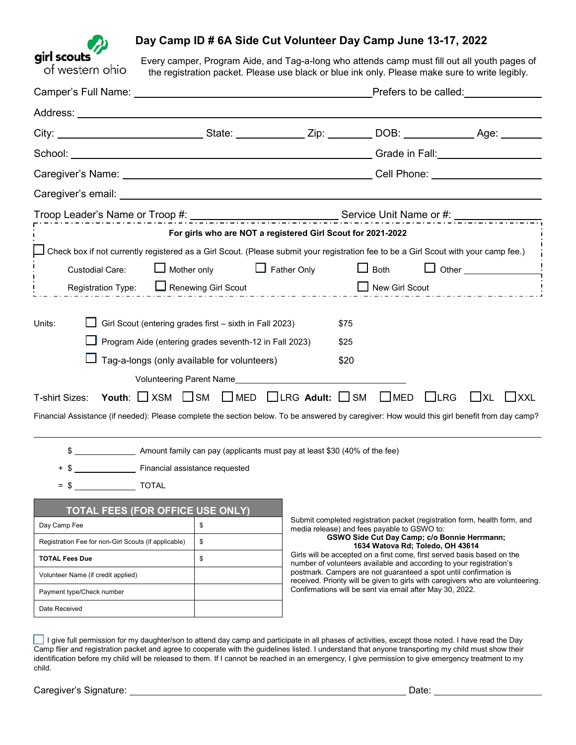girl scouts of western ohio

# Day Camp ID # 6A Side Cut Volunteer Day Camp June 13-17, 2022

Every camper, Program Aide, and Tag-a-long who attends camp must fill out all youth pages of the registration packet. Please use black or blue ink only. Please make sure to write legibly.

Camper's Full Name: ______________________________ Prefers to be called: ______________

Address: ______________________________________________

City: ______________ State: __________ Zip: ________ DOB: __________ Age: ______

School: ______________________________ Grade in Fall: ______________

Caregiver's Name: ______________________________ Cell Phone: ______________

Caregiver's email: ______________________________________________

Troop Leader's Name or Troop #: ______________________ Service Unit Name or #: ______________

**For girls who are NOT a registered Girl Scout for 2021-2022**

☐ Check box if not currently registered as a Girl Scout. (Please submit your registration fee to be a Girl Scout with your camp fee.)

Custodial Care: ☐ Mother only ☐ Father Only ☐ Both ☐ Other ______________

Registration Type: ☐ Renewing Girl Scout ☐ New Girl Scout

Units:
- ☐ Girl Scout (entering grades first – sixth in Fall 2023) $75
- ☐ Program Aide (entering grades seventh-12 in Fall 2023) $25
- ☐ Tag-a-longs (only available for volunteers) $20

Volunteering Parent Name ______________________________

T-shirt Sizes: **Youth**: ☐ XSM ☐ SM ☐ MED ☐ LRG **Adult:** ☐ SM ☐ MED ☐ LRG ☐ XL ☐ XXL

Financial Assistance (if needed): Please complete the section below. To be answered by caregiver: How would this girl benefit from day camp?

______________________________________________

$ __________ Amount family can pay (applicants must pay at least $30 (40% of the fee)

\+ $ __________ Financial assistance requested

= $ __________ TOTAL

| TOTAL FEES (FOR OFFICE USE ONLY) | |
|---|---|
| Day Camp Fee | $ |
| Registration Fee for non-Girl Scouts (if applicable) | $ |
| **TOTAL Fees Due** | $ |
| Volunteer Name (if credit applied) | |
| Payment type/Check number | |
| Date Received | |

Submit completed registration packet (registration form, health form, and media release) and fees payable to GSWO to:

**GSWO Side Cut Day Camp; c/o Bonnie Herrmann;**
**1634 Watova Rd; Toledo, OH 43614**

Girls will be accepted on a first come, first served basis based on the number of volunteers available and according to your registration's postmark. Campers are not guaranteed a spot until confirmation is received. Priority will be given to girls with caregivers who are volunteering. Confirmations will be sent via email after May 30, 2022.

☐ I give full permission for my daughter/son to attend day camp and participate in all phases of activities, except those noted. I have read the Day Camp flier and registration packet and agree to cooperate with the guidelines listed. I understand that anyone transporting my child must show their identification before my child will be released to them. If I cannot be reached in an emergency, I give permission to give emergency treatment to my child.

Caregiver's Signature: ______________________________ Date: ______________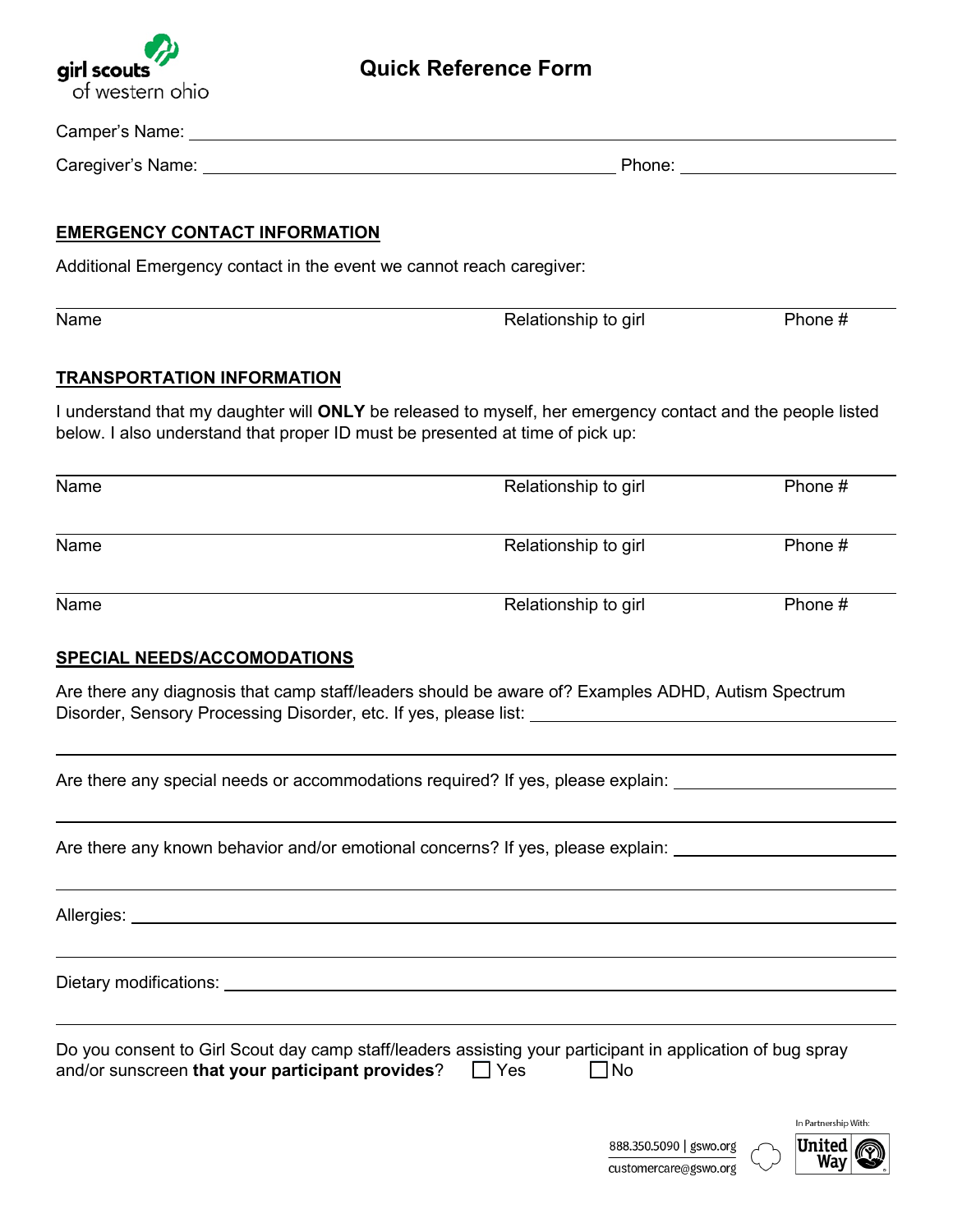girl scouts of western ohio

# Quick Reference Form

Camper's Name: ______________________________________________

Caregiver's Name: ______________________________ Phone: ______________

## EMERGENCY CONTACT INFORMATION

Additional Emergency contact in the event we cannot reach caregiver:

| Name | Relationship to girl | Phone # |
|---|---|---|
| | | |

## TRANSPORTATION INFORMATION

I understand that my daughter will **ONLY** be released to myself, her emergency contact and the people listed below. I also understand that proper ID must be presented at time of pick up:

| Name | Relationship to girl | Phone # |
|---|---|---|
| | | |
| | | |
| | | |

## SPECIAL NEEDS/ACCOMODATIONS

Are there any diagnosis that camp staff/leaders should be aware of? Examples ADHD, Autism Spectrum Disorder, Sensory Processing Disorder, etc. If yes, please list: ______________________________

Are there any special needs or accommodations required? If yes, please explain: ______________________________

Are there any known behavior and/or emotional concerns? If yes, please explain: ______________________________

Allergies: ______________________________

Dietary modifications: ______________________________

Do you consent to Girl Scout day camp staff/leaders assisting your participant in application of bug spray and/or sunscreen **that your participant provides**? ☐ Yes ☐ No

888.350.5090 | gswo.org
customercare@gswo.org

In Partnership With: United Way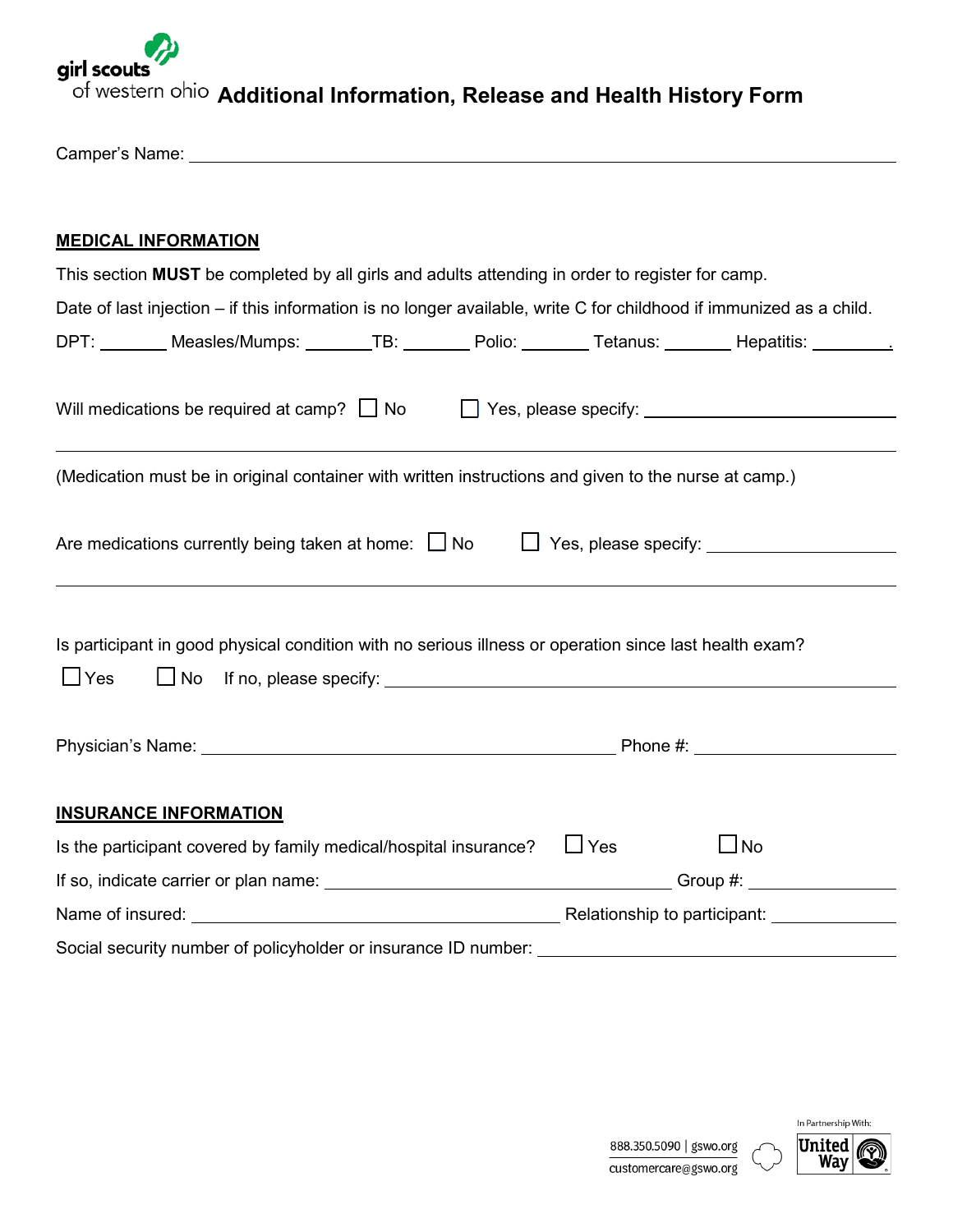girl scouts of western ohio

# Additional Information, Release and Health History Form

Camper's Name: ______________________________________________

## MEDICAL INFORMATION

This section **MUST** be completed by all girls and adults attending in order to register for camp.

Date of last injection – if this information is no longer available, write C for childhood if immunized as a child.

DPT: _______ Measles/Mumps: _______ TB: _______ Polio: _______ Tetanus: _______ Hepatitis: _______.

Will medications be required at camp? ☐ No ☐ Yes, please specify: ______________________

______________________________________________

(Medication must be in original container with written instructions and given to the nurse at camp.)

Are medications currently being taken at home: ☐ No ☐ Yes, please specify: ______________________

______________________________________________

Is participant in good physical condition with no serious illness or operation since last health exam?

☐ Yes ☐ No If no, please specify: ______________________________________________

Physician's Name: ______________________________ Phone #: ______________________

## INSURANCE INFORMATION

Is the participant covered by family medical/hospital insurance? ☐ Yes ☐ No

If so, indicate carrier or plan name: ______________________________ Group #: ______________

Name of insured: ______________________________ Relationship to participant: ______________

Social security number of policyholder or insurance ID number: ______________________________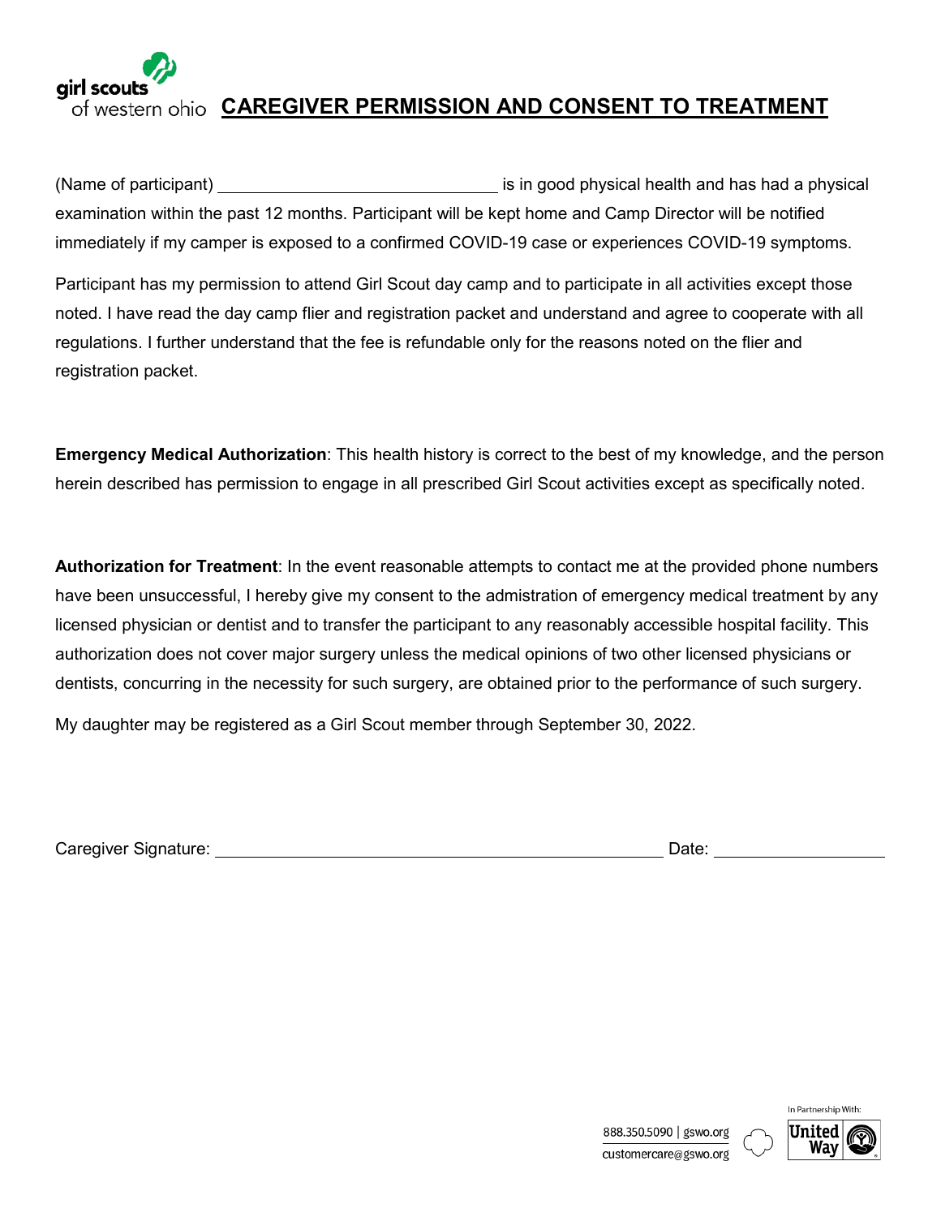girl scouts
of western ohio

# CAREGIVER PERMISSION AND CONSENT TO TREATMENT

(Name of participant) ______________________________ is in good physical health and has had a physical examination within the past 12 months. Participant will be kept home and Camp Director will be notified immediately if my camper is exposed to a confirmed COVID-19 case or experiences COVID-19 symptoms.

Participant has my permission to attend Girl Scout day camp and to participate in all activities except those noted. I have read the day camp flier and registration packet and understand and agree to cooperate with all regulations. I further understand that the fee is refundable only for the reasons noted on the flier and registration packet.

**Emergency Medical Authorization**: This health history is correct to the best of my knowledge, and the person herein described has permission to engage in all prescribed Girl Scout activities except as specifically noted.

**Authorization for Treatment**: In the event reasonable attempts to contact me at the provided phone numbers have been unsuccessful, I hereby give my consent to the admistration of emergency medical treatment by any licensed physician or dentist and to transfer the participant to any reasonably accessible hospital facility. This authorization does not cover major surgery unless the medical opinions of two other licensed physicians or dentists, concurring in the necessity for such surgery, are obtained prior to the performance of such surgery.

My daughter may be registered as a Girl Scout member through September 30, 2022.

Caregiver Signature: ______________________________________________ Date: __________________

888.350.5090 | gswo.org
customercare@gswo.org

In Partnership With: United Way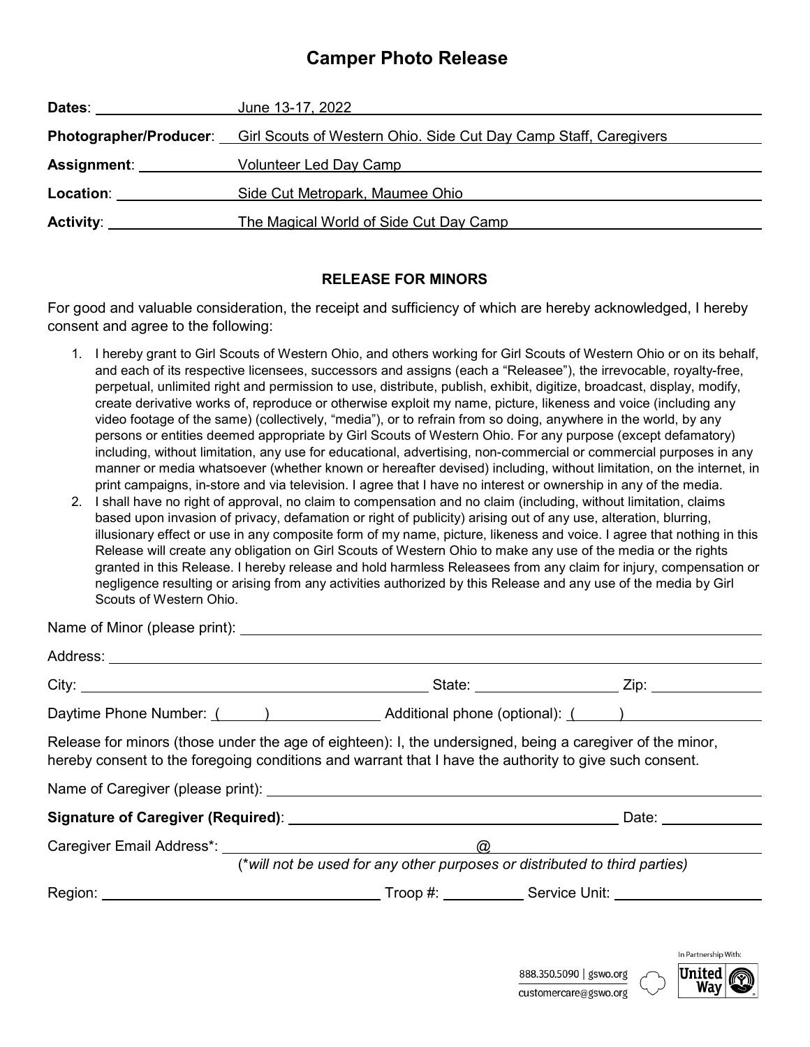# Camper Photo Release

**Dates**: June 13-17, 2022

**Photographer/Producer**: Girl Scouts of Western Ohio. Side Cut Day Camp Staff, Caregivers

**Assignment**: Volunteer Led Day Camp

**Location**: Side Cut Metropark, Maumee Ohio

**Activity**: The Magical World of Side Cut Day Camp

## RELEASE FOR MINORS

For good and valuable consideration, the receipt and sufficiency of which are hereby acknowledged, I hereby consent and agree to the following:

1. I hereby grant to Girl Scouts of Western Ohio, and others working for Girl Scouts of Western Ohio or on its behalf, and each of its respective licensees, successors and assigns (each a "Releasee"), the irrevocable, royalty-free, perpetual, unlimited right and permission to use, distribute, publish, exhibit, digitize, broadcast, display, modify, create derivative works of, reproduce or otherwise exploit my name, picture, likeness and voice (including any video footage of the same) (collectively, "media"), or to refrain from so doing, anywhere in the world, by any persons or entities deemed appropriate by Girl Scouts of Western Ohio. For any purpose (except defamatory) including, without limitation, any use for educational, advertising, non-commercial or commercial purposes in any manner or media whatsoever (whether known or hereafter devised) including, without limitation, on the internet, in print campaigns, in-store and via television. I agree that I have no interest or ownership in any of the media.
2. I shall have no right of approval, no claim to compensation and no claim (including, without limitation, claims based upon invasion of privacy, defamation or right of publicity) arising out of any use, alteration, blurring, illusionary effect or use in any composite form of my name, picture, likeness and voice. I agree that nothing in this Release will create any obligation on Girl Scouts of Western Ohio to make any use of the media or the rights granted in this Release. I hereby release and hold harmless Releasees from any claim for injury, compensation or negligence resulting or arising from any activities authorized by this Release and any use of the media by Girl Scouts of Western Ohio.

Name of Minor (please print): ______________________________

Address: ______________________________

City: ____________________ State: ____________ Zip: ____________

Daytime Phone Number: (\_\_\_\_\_) ____________ Additional phone (optional): (\_\_\_\_\_) ____________

Release for minors (those under the age of eighteen): I, the undersigned, being a caregiver of the minor, hereby consent to the foregoing conditions and warrant that I have the authority to give such consent.

Name of Caregiver (please print): ______________________________

**Signature of Caregiver (Required)**: ______________________________ Date: ____________

Caregiver Email Address*: ____________________ @ ____________________

(**will not be used for any other purposes or distributed to third parties*)

Region: ____________________ Troop #: ____________ Service Unit: ____________

888.350.5090 | gswo.org
customercare@gswo.org

In Partnership With: United Way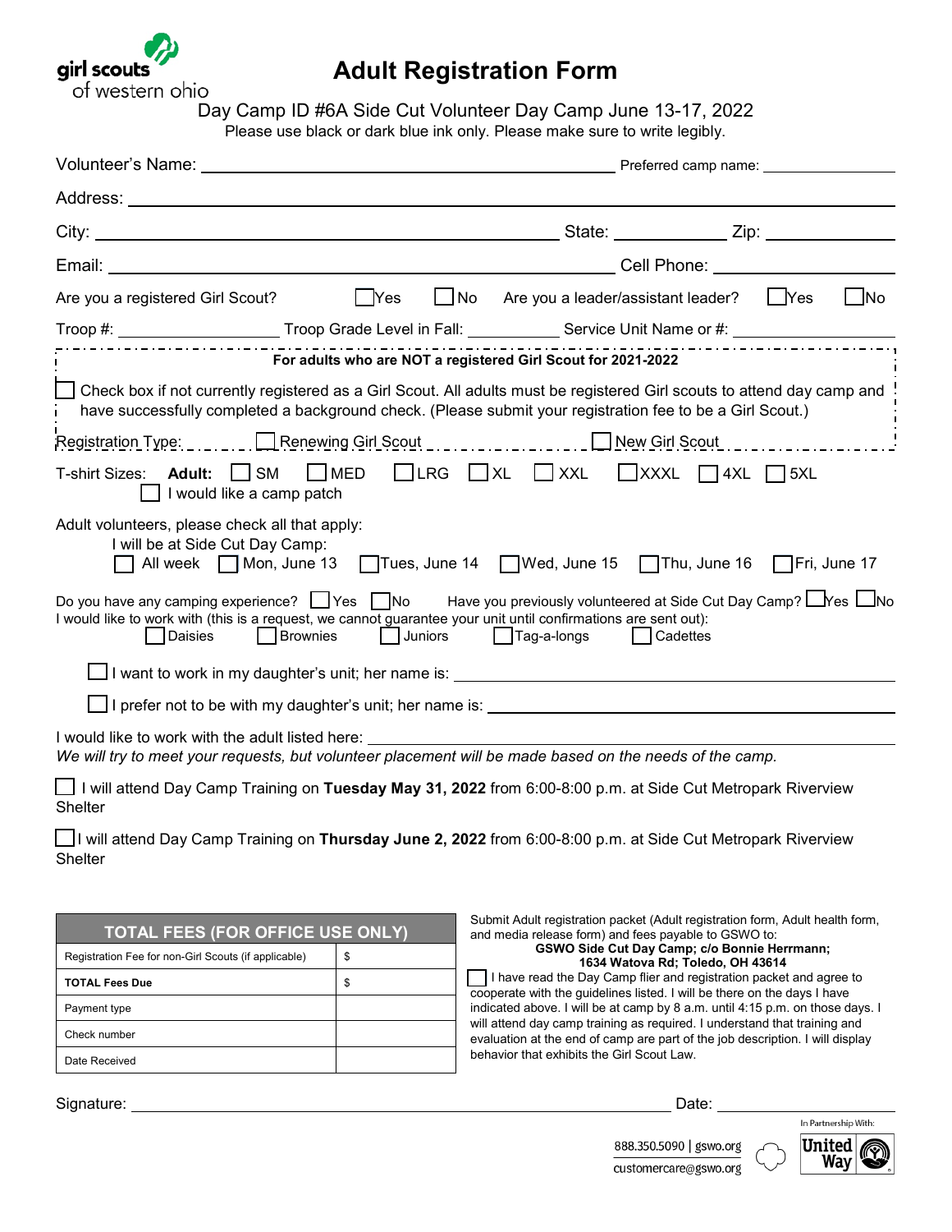girl scouts of western ohio

# Adult Registration Form

Day Camp ID #6A Side Cut Volunteer Day Camp June 13-17, 2022

Please use black or dark blue ink only. Please make sure to write legibly.

Volunteer's Name: ______________________ Preferred camp name: ____________

Address: ______________________________________________

City: ______________________ State: ____________ Zip: ____________

Email: ______________________ Cell Phone: ____________

Are you a registered Girl Scout? ☐ Yes ☐ No   Are you a leader/assistant leader? ☐ Yes ☐ No

Troop #: ____________ Troop Grade Level in Fall: ____________ Service Unit Name or #: ____________

**For adults who are NOT a registered Girl Scout for 2021-2022**

☐ Check box if not currently registered as a Girl Scout. All adults must be registered Girl scouts to attend day camp and have successfully completed a background check. (Please submit your registration fee to be a Girl Scout.)

Registration Type: ☐ Renewing Girl Scout ☐ New Girl Scout

T-shirt Sizes: **Adult:** ☐ SM ☐ MED ☐ LRG ☐ XL ☐ XXL ☐ XXXL ☐ 4XL ☐ 5XL

☐ I would like a camp patch

Adult volunteers, please check all that apply:

I will be at Side Cut Day Camp:

☐ All week ☐ Mon, June 13 ☐ Tues, June 14 ☐ Wed, June 15 ☐ Thu, June 16 ☐ Fri, June 17

Do you have any camping experience? ☐ Yes ☐ No   Have you previously volunteered at Side Cut Day Camp? ☐ Yes ☐ No

I would like to work with (this is a request, we cannot guarantee your unit until confirmations are sent out):

☐ Daisies ☐ Brownies ☐ Juniors ☐ Tag-a-longs ☐ Cadettes

☐ I want to work in my daughter's unit; her name is: ______________________

☐ I prefer not to be with my daughter's unit; her name is: ______________________

I would like to work with the adult listed here: ______________________

*We will try to meet your requests, but volunteer placement will be made based on the needs of the camp.*

☐ I will attend Day Camp Training on **Tuesday May 31, 2022** from 6:00-8:00 p.m. at Side Cut Metropark Riverview Shelter

☐ I will attend Day Camp Training on **Thursday June 2, 2022** from 6:00-8:00 p.m. at Side Cut Metropark Riverview Shelter

| TOTAL FEES (FOR OFFICE USE ONLY) | |
|---|---|
| Registration Fee for non-Girl Scouts (if applicable) | $ |
| **TOTAL Fees Due** | $ |
| Payment type | |
| Check number | |
| Date Received | |

Submit Adult registration packet (Adult registration form, Adult health form, and media release form) and fees payable to GSWO to:

**GSWO Side Cut Day Camp; c/o Bonnie Herrmann;**
**1634 Watova Rd; Toledo, OH 43614**

☐ I have read the Day Camp flier and registration packet and agree to cooperate with the guidelines listed. I will be there on the days I have indicated above. I will be at camp by 8 a.m. until 4:15 p.m. on those days. I will attend day camp training as required. I understand that training and evaluation at the end of camp are part of the job description. I will display behavior that exhibits the Girl Scout Law.

Signature: ______________________ Date: ____________

888.350.5090 | gswo.org
customercare@gswo.org

In Partnership With: United Way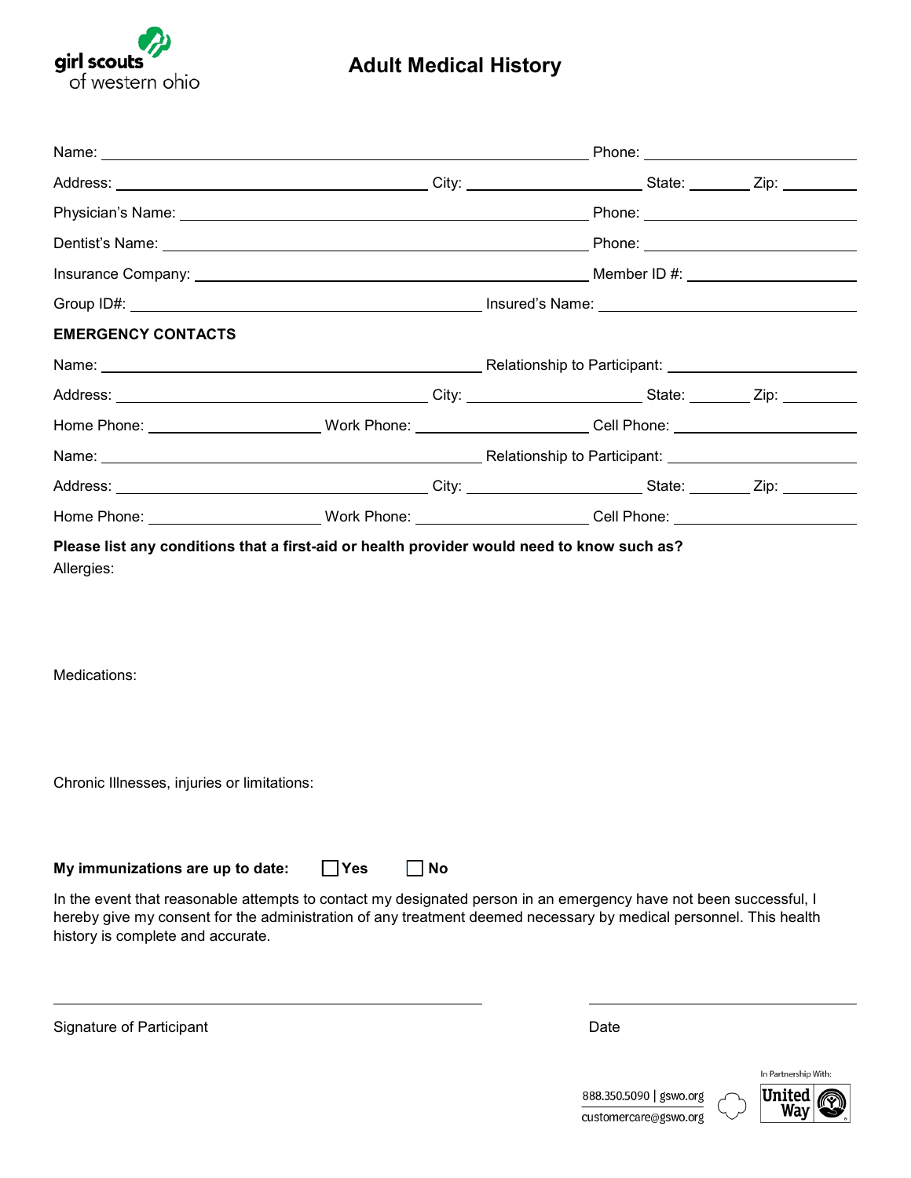girl scouts of western ohio

# Adult Medical History

Name: ______________________________ Phone: ______________

Address: ______________________ City: ____________ State: ______ Zip: ______

Physician's Name: ______________________________ Phone: ______________

Dentist's Name: ______________________________ Phone: ______________

Insurance Company: ______________________________ Member ID #: ______________

Group ID#: ______________________ Insured's Name: ______________

**EMERGENCY CONTACTS**

Name: ______________________ Relationship to Participant: ______________

Address: ______________________ City: ____________ State: ______ Zip: ______

Home Phone: ____________ Work Phone: ____________ Cell Phone: ____________

Name: ______________________ Relationship to Participant: ______________

Address: ______________________ City: ____________ State: ______ Zip: ______

Home Phone: ____________ Work Phone: ____________ Cell Phone: ____________

**Please list any conditions that a first-aid or health provider would need to know such as?**

Allergies:

Medications:

Chronic Illnesses, injuries or limitations:

**My immunizations are up to date:** ☐ **Yes** ☐ **No**

In the event that reasonable attempts to contact my designated person in an emergency have not been successful, I hereby give my consent for the administration of any treatment deemed necessary by medical personnel. This health history is complete and accurate.

______________________________ ______________

Signature of Participant Date

888.350.5090 | gswo.org

customercare@gswo.org

In Partnership With: United Way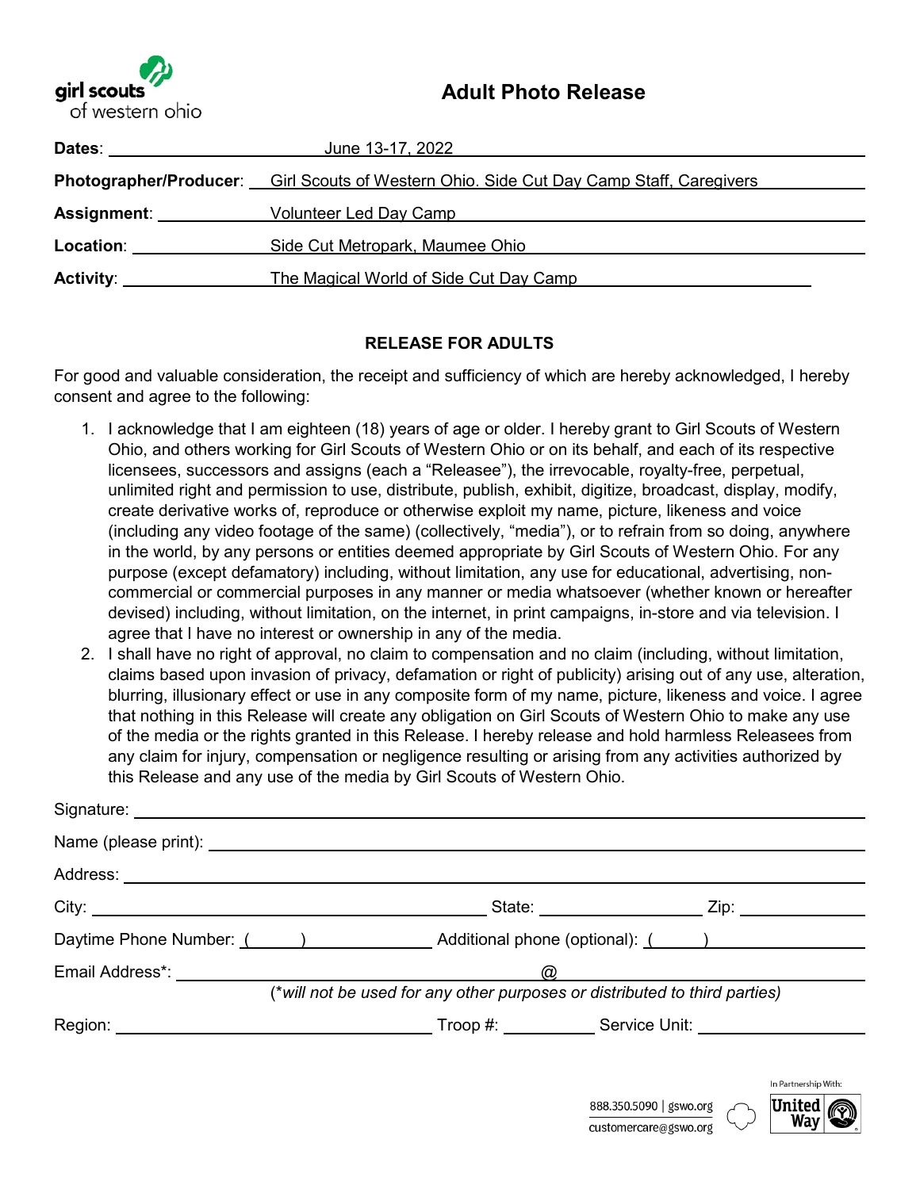girl scouts of western ohio

# Adult Photo Release

**Dates**: June 13-17, 2022

**Photographer/Producer**: Girl Scouts of Western Ohio. Side Cut Day Camp Staff, Caregivers

**Assignment**: Volunteer Led Day Camp

**Location**: Side Cut Metropark, Maumee Ohio

**Activity**: The Magical World of Side Cut Day Camp

## RELEASE FOR ADULTS

For good and valuable consideration, the receipt and sufficiency of which are hereby acknowledged, I hereby consent and agree to the following:

1. I acknowledge that I am eighteen (18) years of age or older. I hereby grant to Girl Scouts of Western Ohio, and others working for Girl Scouts of Western Ohio or on its behalf, and each of its respective licensees, successors and assigns (each a "Releasee"), the irrevocable, royalty-free, perpetual, unlimited right and permission to use, distribute, publish, exhibit, digitize, broadcast, display, modify, create derivative works of, reproduce or otherwise exploit my name, picture, likeness and voice (including any video footage of the same) (collectively, "media"), or to refrain from so doing, anywhere in the world, by any persons or entities deemed appropriate by Girl Scouts of Western Ohio. For any purpose (except defamatory) including, without limitation, any use for educational, advertising, non-commercial or commercial purposes in any manner or media whatsoever (whether known or hereafter devised) including, without limitation, on the internet, in print campaigns, in-store and via television. I agree that I have no interest or ownership in any of the media.
2. I shall have no right of approval, no claim to compensation and no claim (including, without limitation, claims based upon invasion of privacy, defamation or right of publicity) arising out of any use, alteration, blurring, illusionary effect or use in any composite form of my name, picture, likeness and voice. I agree that nothing in this Release will create any obligation on Girl Scouts of Western Ohio to make any use of the media or the rights granted in this Release. I hereby release and hold harmless Releasees from any claim for injury, compensation or negligence resulting or arising from any activities authorized by this Release and any use of the media by Girl Scouts of Western Ohio.

Signature: ______________________________

Name (please print): ______________________________

Address: ______________________________

City: ____________________ State: ____________ Zip: __________

Daytime Phone Number: (____) ____________ Additional phone (optional): (____) ____________

Email Address*: ____________________ @ ____________________

(*will not be used for any other purposes or distributed to third parties)

Region: ____________________ Troop #: __________ Service Unit: ____________

888.350.5090 | gswo.org
customercare@gswo.org

In Partnership With: United Way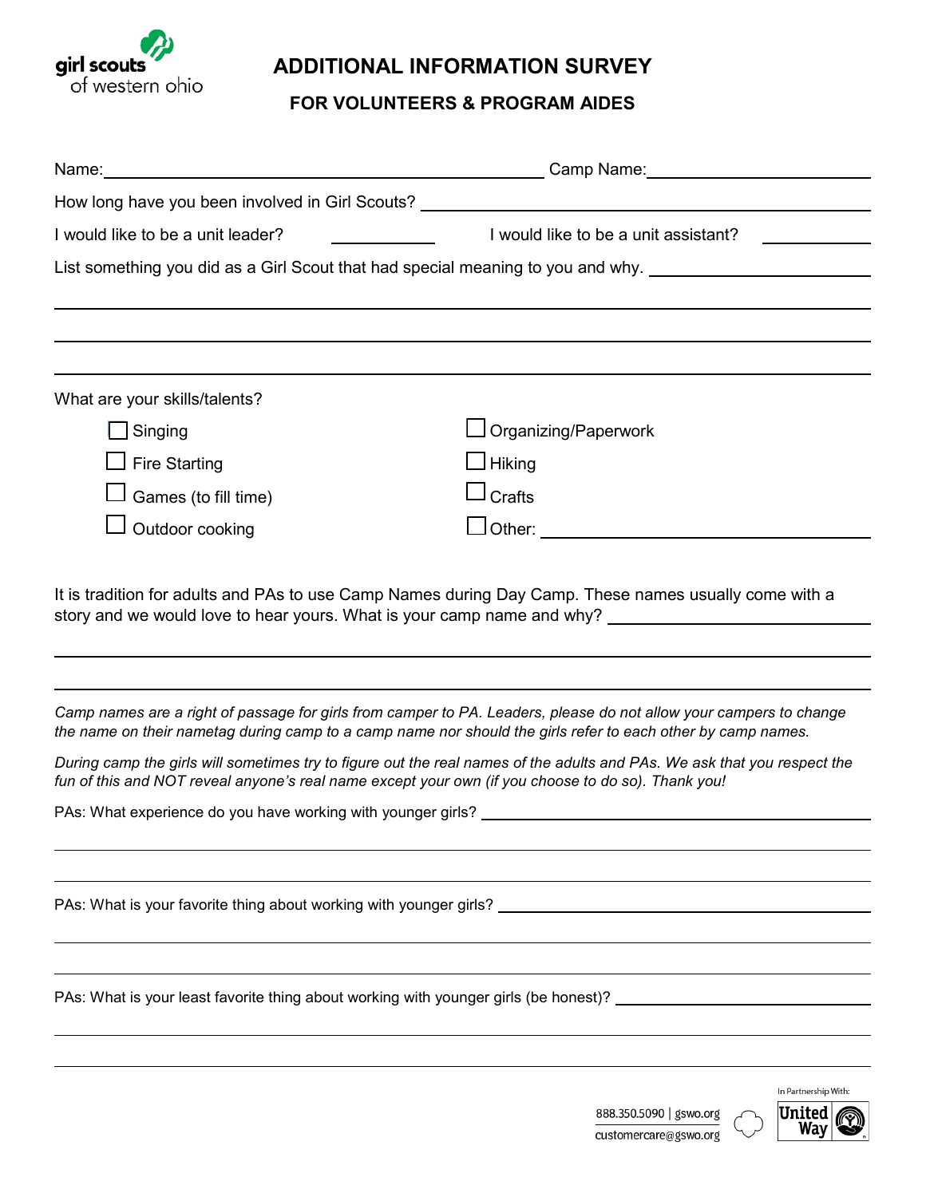girl scouts of western ohio

# ADDITIONAL INFORMATION SURVEY

## FOR VOLUNTEERS & PROGRAM AIDES

Name: ______________________________ Camp Name: ______________________

How long have you been involved in Girl Scouts? ______________________________

I would like to be a unit leader? __________ I would like to be a unit assistant? __________

List something you did as a Girl Scout that had special meaning to you and why. ______________________

______________________________________________________________________

______________________________________________________________________

______________________________________________________________________

What are your skills/talents?

- ☐ Singing
- ☐ Fire Starting
- ☐ Games (to fill time)
- ☐ Outdoor cooking
- ☐ Organizing/Paperwork
- ☐ Hiking
- ☐ Crafts
- ☐ Other: ______________________

It is tradition for adults and PAs to use Camp Names during Day Camp. These names usually come with a story and we would love to hear yours. What is your camp name and why? ______________________

______________________________________________________________________

______________________________________________________________________

*Camp names are a right of passage for girls from camper to PA. Leaders, please do not allow your campers to change the name on their nametag during camp to a camp name nor should the girls refer to each other by camp names.*

*During camp the girls will sometimes try to figure out the real names of the adults and PAs. We ask that you respect the fun of this and NOT reveal anyone's real name except your own (if you choose to do so). Thank you!*

PAs: What experience do you have working with younger girls? ______________________

______________________________________________________________________

______________________________________________________________________

PAs: What is your favorite thing about working with younger girls? ______________________

______________________________________________________________________

______________________________________________________________________

PAs: What is your least favorite thing about working with younger girls (be honest)? ______________________

______________________________________________________________________

______________________________________________________________________

888.350.5090 | gswo.org
customercare@gswo.org

In Partnership With: United Way